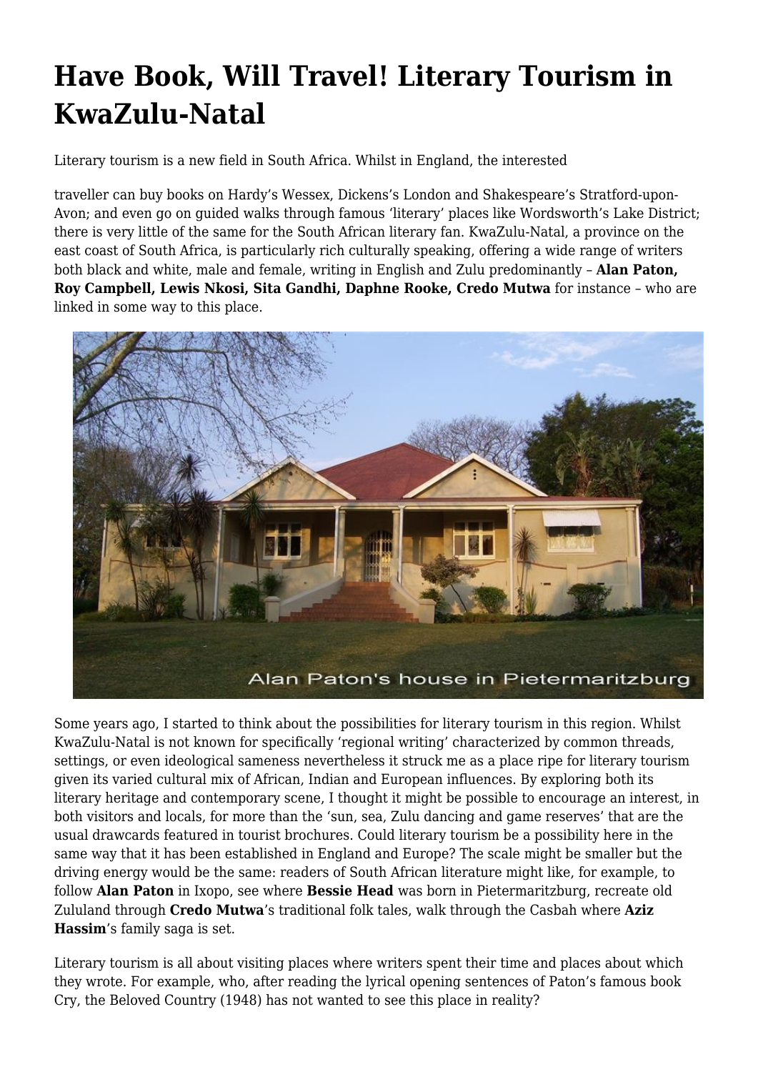# Have Book, Will Travel! Literary Tourism in KwaZulu-Natal

Literary tourism is a new field in South Africa. Whilst in England, the interested traveller can buy books on Hardy's Wessex, Dickens's London and Shakespeare's Stratford-upon-Avon; and even go on guided walks through famous 'literary' places like Wordsworth's Lake District; there is very little of the same for the South African literary fan. KwaZulu-Natal, a province on the east coast of South Africa, is particularly rich culturally speaking, offering a wide range of writers both black and white, male and female, writing in English and Zulu predominantly – **Alan Paton, Roy Campbell, Lewis Nkosi, Sita Gandhi, Daphne Rooke, Credo Mutwa** for instance – who are linked in some way to this place.

Alan Paton's house in Pietermaritzburg

Some years ago, I started to think about the possibilities for literary tourism in this region. Whilst KwaZulu-Natal is not known for specifically 'regional writing' characterized by common threads, settings, or even ideological sameness nevertheless it struck me as a place ripe for literary tourism given its varied cultural mix of African, Indian and European influences. By exploring both its literary heritage and contemporary scene, I thought it might be possible to encourage an interest, in both visitors and locals, for more than the 'sun, sea, Zulu dancing and game reserves' that are the usual drawcards featured in tourist brochures. Could literary tourism be a possibility here in the same way that it has been established in England and Europe? The scale might be smaller but the driving energy would be the same: readers of South African literature might like, for example, to follow **Alan Paton** in Ixopo, see where **Bessie Head** was born in Pietermaritzburg, recreate old Zululand through **Credo Mutwa**'s traditional folk tales, walk through the Casbah where **Aziz Hassim**'s family saga is set.

Literary tourism is all about visiting places where writers spent their time and places about which they wrote. For example, who, after reading the lyrical opening sentences of Paton's famous book Cry, the Beloved Country (1948) has not wanted to see this place in reality?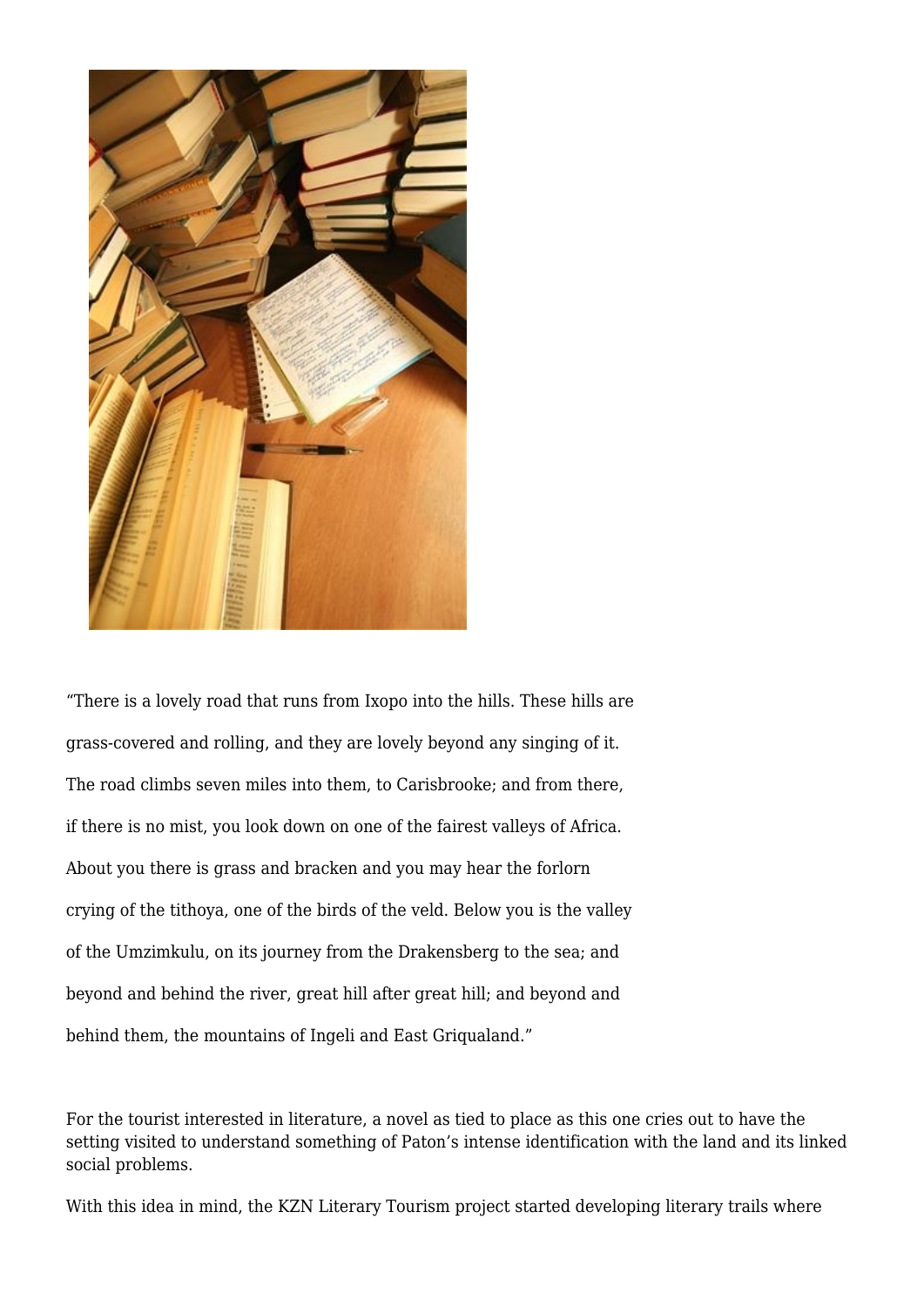“There is a lovely road that runs from Ixopo into the hills. These hills are grass-covered and rolling, and they are lovely beyond any singing of it. The road climbs seven miles into them, to Carisbrooke; and from there, if there is no mist, you look down on one of the fairest valleys of Africa. About you there is grass and bracken and you may hear the forlorn crying of the tithoya, one of the birds of the veld. Below you is the valley of the Umzimkulu, on its journey from the Drakensberg to the sea; and beyond and behind the river, great hill after great hill; and beyond and behind them, the mountains of Ingeli and East Griqualand.”

For the tourist interested in literature, a novel as tied to place as this one cries out to have the setting visited to understand something of Paton’s intense identification with the land and its linked social problems.

With this idea in mind, the KZN Literary Tourism project started developing literary trails where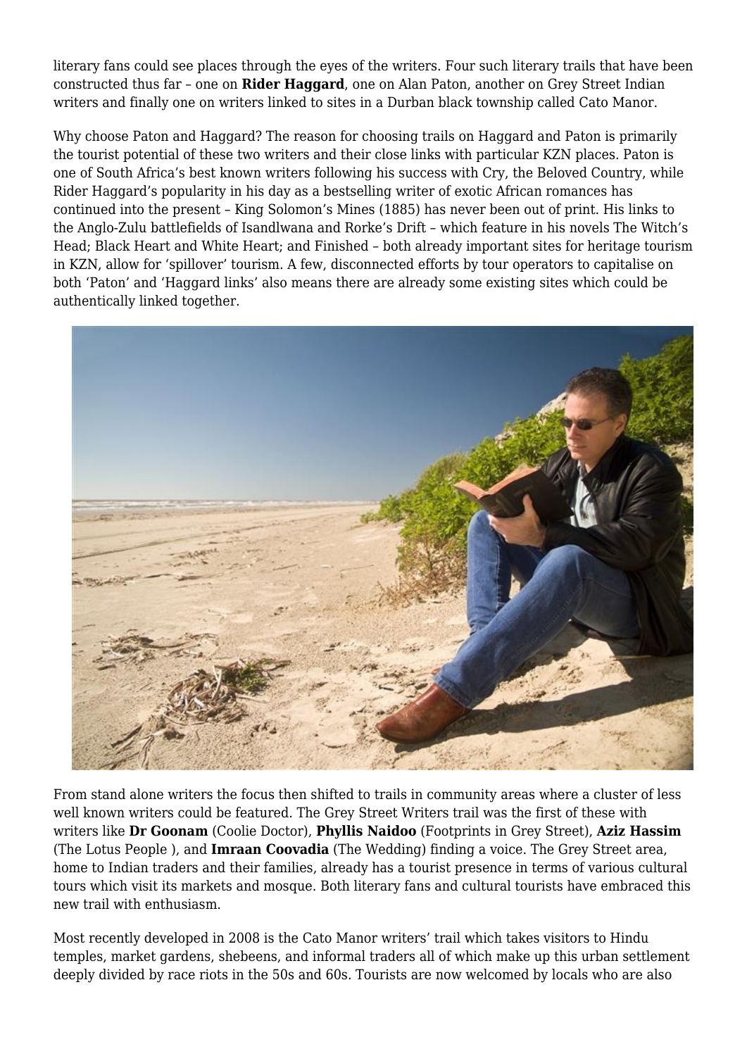literary fans could see places through the eyes of the writers. Four such literary trails that have been constructed thus far – one on **Rider Haggard**, one on Alan Paton, another on Grey Street Indian writers and finally one on writers linked to sites in a Durban black township called Cato Manor.

Why choose Paton and Haggard? The reason for choosing trails on Haggard and Paton is primarily the tourist potential of these two writers and their close links with particular KZN places. Paton is one of South Africa's best known writers following his success with Cry, the Beloved Country, while Rider Haggard's popularity in his day as a bestselling writer of exotic African romances has continued into the present – King Solomon's Mines (1885) has never been out of print. His links to the Anglo-Zulu battlefields of Isandlwana and Rorke's Drift – which feature in his novels The Witch's Head; Black Heart and White Heart; and Finished – both already important sites for heritage tourism in KZN, allow for 'spillover' tourism. A few, disconnected efforts by tour operators to capitalise on both 'Paton' and 'Haggard links' also means there are already some existing sites which could be authentically linked together.

From stand alone writers the focus then shifted to trails in community areas where a cluster of less well known writers could be featured. The Grey Street Writers trail was the first of these with writers like **Dr Goonam** (Coolie Doctor), **Phyllis Naidoo** (Footprints in Grey Street), **Aziz Hassim** (The Lotus People ), and **Imraan Coovadia** (The Wedding) finding a voice. The Grey Street area, home to Indian traders and their families, already has a tourist presence in terms of various cultural tours which visit its markets and mosque. Both literary fans and cultural tourists have embraced this new trail with enthusiasm.

Most recently developed in 2008 is the Cato Manor writers' trail which takes visitors to Hindu temples, market gardens, shebeens, and informal traders all of which make up this urban settlement deeply divided by race riots in the 50s and 60s. Tourists are now welcomed by locals who are also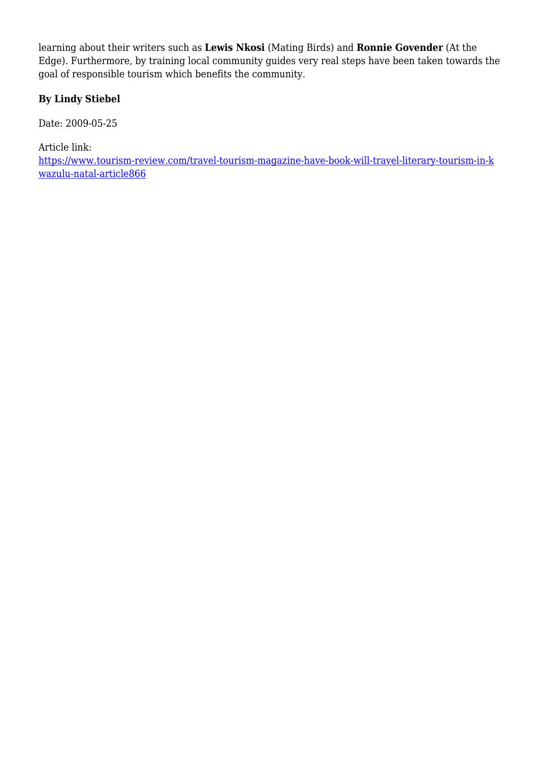learning about their writers such as **Lewis Nkosi** (Mating Birds) and **Ronnie Govender** (At the Edge). Furthermore, by training local community guides very real steps have been taken towards the goal of responsible tourism which benefits the community.

**By Lindy Stiebel**

Date: 2009-05-25

Article link:
https://www.tourism-review.com/travel-tourism-magazine-have-book-will-travel-literary-tourism-in-kwazulu-natal-article866